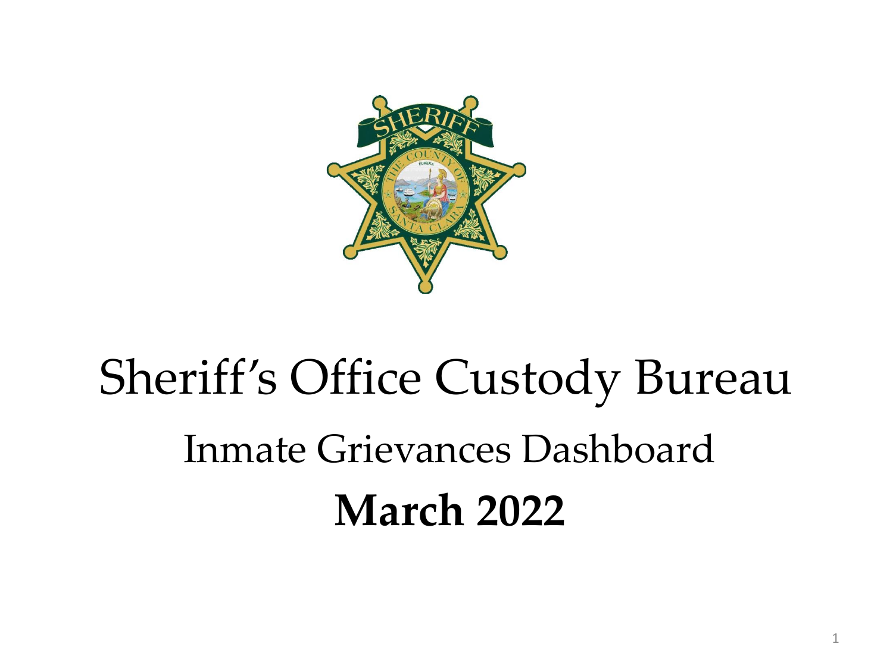# Sheriff's Office Custody Bureau

## Inmate Grievances Dashboard

**March 2022**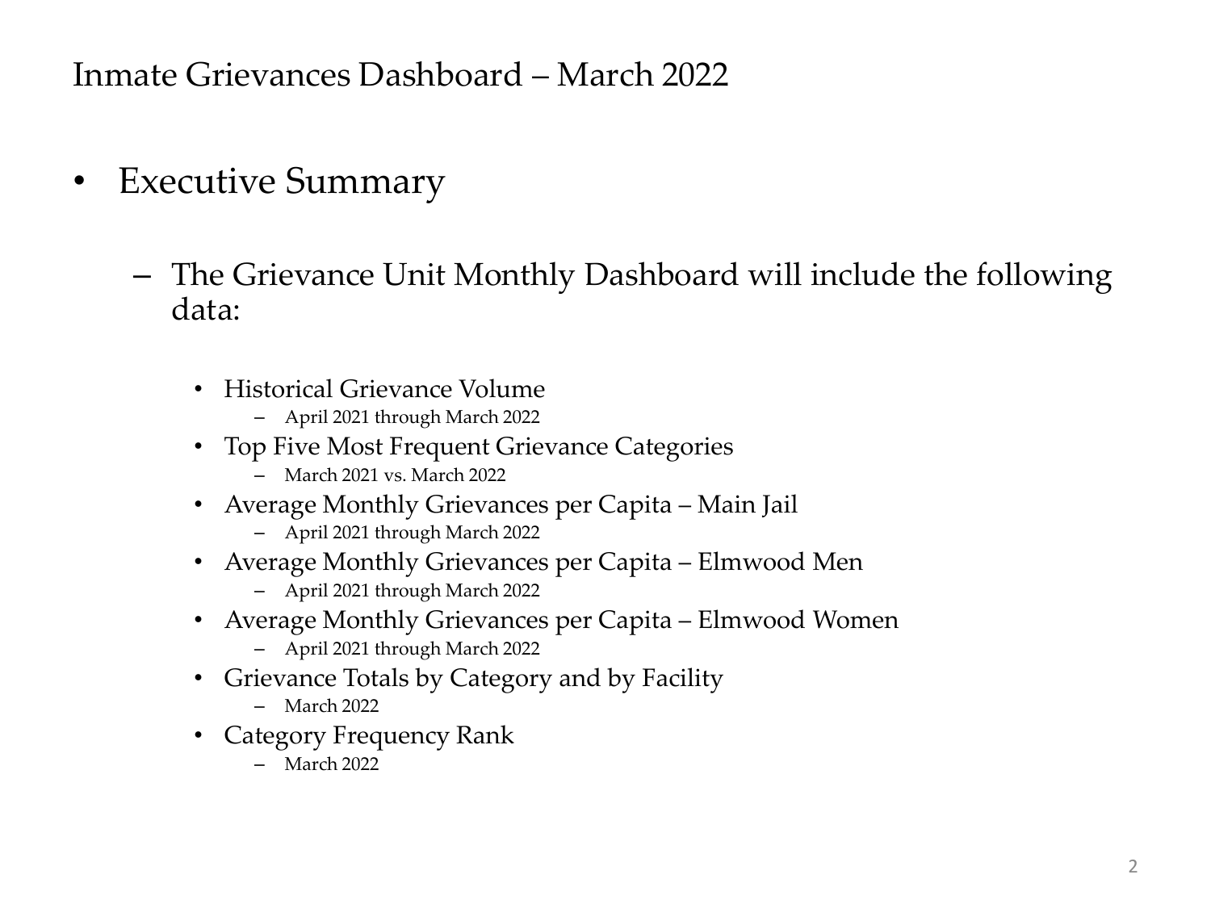# Inmate Grievances Dashboard – March 2022

- Executive Summary
  - The Grievance Unit Monthly Dashboard will include the following data:
    - Historical Grievance Volume
      - April 2021 through March 2022
    - Top Five Most Frequent Grievance Categories
      - March 2021 vs. March 2022
    - Average Monthly Grievances per Capita – Main Jail
      - April 2021 through March 2022
    - Average Monthly Grievances per Capita – Elmwood Men
      - April 2021 through March 2022
    - Average Monthly Grievances per Capita – Elmwood Women
      - April 2021 through March 2022
    - Grievance Totals by Category and by Facility
      - March 2022
    - Category Frequency Rank
      - March 2022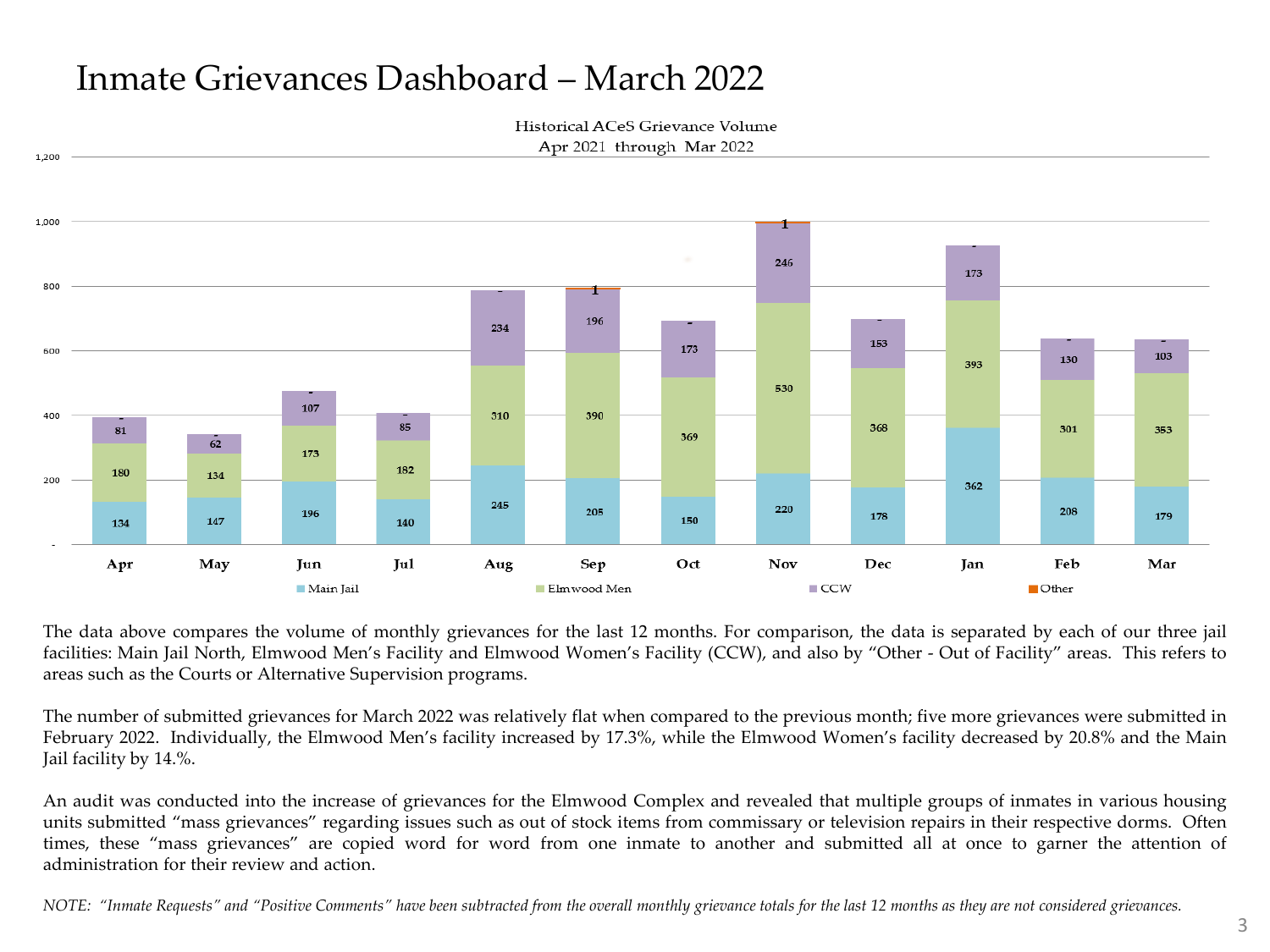# Inmate Grievances Dashboard – March 2022

Historical ACeS Grievance Volume
Apr 2021 through Mar 2022

| Month | Main Jail | Elmwood Men | CCW | Other |
|---|---|---|---|---|
| Apr | 134 | 180 | 81 | - |
| May | 147 | 134 | 62 | - |
| Jun | 196 | 173 | 107 | - |
| Jul | 140 | 182 | 85 | - |
| Aug | 245 | 310 | 234 | - |
| Sep | 205 | 390 | 196 | 1 |
| Oct | 150 | 369 | 173 | - |
| Nov | 220 | 530 | 246 | 1 |
| Dec | 178 | 368 | 153 | - |
| Jan | 362 | 393 | 173 | - |
| Feb | 208 | 301 | 130 | - |
| Mar | 179 | 353 | 103 | - |

The data above compares the volume of monthly grievances for the last 12 months. For comparison, the data is separated by each of our three jail facilities: Main Jail North, Elmwood Men's Facility and Elmwood Women's Facility (CCW), and also by "Other - Out of Facility" areas. This refers to areas such as the Courts or Alternative Supervision programs.

The number of submitted grievances for March 2022 was relatively flat when compared to the previous month; five more grievances were submitted in February 2022. Individually, the Elmwood Men's facility increased by 17.3%, while the Elmwood Women's facility decreased by 20.8% and the Main Jail facility by 14.%.

An audit was conducted into the increase of grievances for the Elmwood Complex and revealed that multiple groups of inmates in various housing units submitted "mass grievances" regarding issues such as out of stock items from commissary or television repairs in their respective dorms. Often times, these "mass grievances" are copied word for word from one inmate to another and submitted all at once to garner the attention of administration for their review and action.

*NOTE: "Inmate Requests" and "Positive Comments" have been subtracted from the overall monthly grievance totals for the last 12 months as they are not considered grievances.*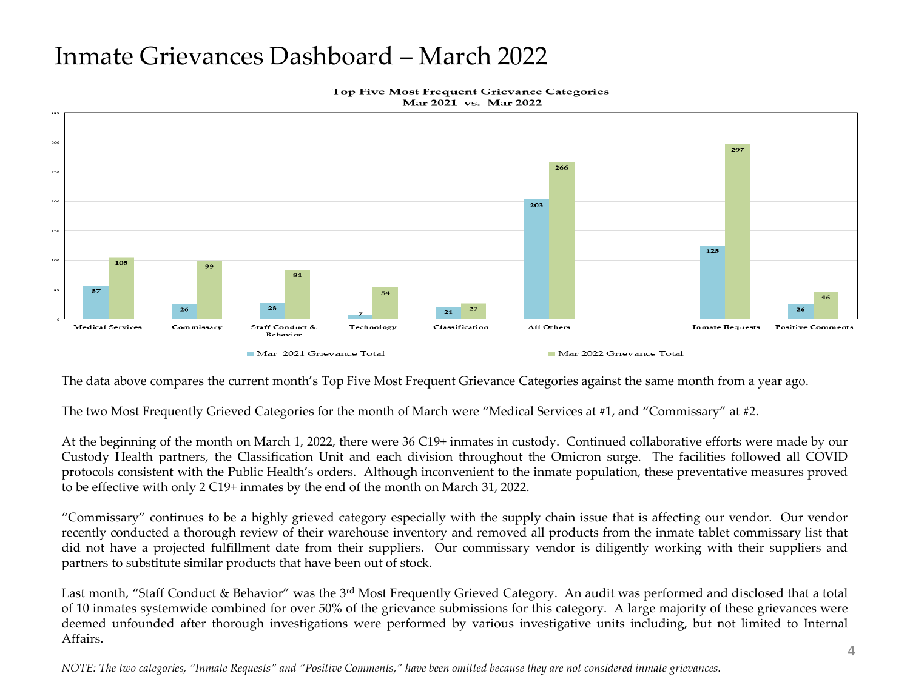# Inmate Grievances Dashboard – March 2022

**Top Five Most Frequent Grievance Categories**
**Mar 2021 vs. Mar 2022**

| Category | Mar 2021 Grievance Total | Mar 2022 Grievance Total |
|---|---|---|
| Medical Services | 57 | 105 |
| Commissary | 26 | 99 |
| Staff Conduct & Behavior | 28 | 84 |
| Technology | 7 | 54 |
| Classification | 21 | 27 |
| All Others | 203 | 266 |
| Inmate Requests | 125 | 297 |
| Positive Comments | 26 | 46 |

The data above compares the current month's Top Five Most Frequent Grievance Categories against the same month from a year ago.

The two Most Frequently Grieved Categories for the month of March were "Medical Services at #1, and "Commissary" at #2.

At the beginning of the month on March 1, 2022, there were 36 C19+ inmates in custody. Continued collaborative efforts were made by our Custody Health partners, the Classification Unit and each division throughout the Omicron surge. The facilities followed all COVID protocols consistent with the Public Health's orders. Although inconvenient to the inmate population, these preventative measures proved to be effective with only 2 C19+ inmates by the end of the month on March 31, 2022.

"Commissary" continues to be a highly grieved category especially with the supply chain issue that is affecting our vendor. Our vendor recently conducted a thorough review of their warehouse inventory and removed all products from the inmate tablet commissary list that did not have a projected fulfillment date from their suppliers. Our commissary vendor is diligently working with their suppliers and partners to substitute similar products that have been out of stock.

Last month, "Staff Conduct & Behavior" was the 3rd Most Frequently Grieved Category. An audit was performed and disclosed that a total of 10 inmates systemwide combined for over 50% of the grievance submissions for this category. A large majority of these grievances were deemed unfounded after thorough investigations were performed by various investigative units including, but not limited to Internal Affairs.

*NOTE: The two categories, "Inmate Requests" and "Positive Comments," have been omitted because they are not considered inmate grievances.*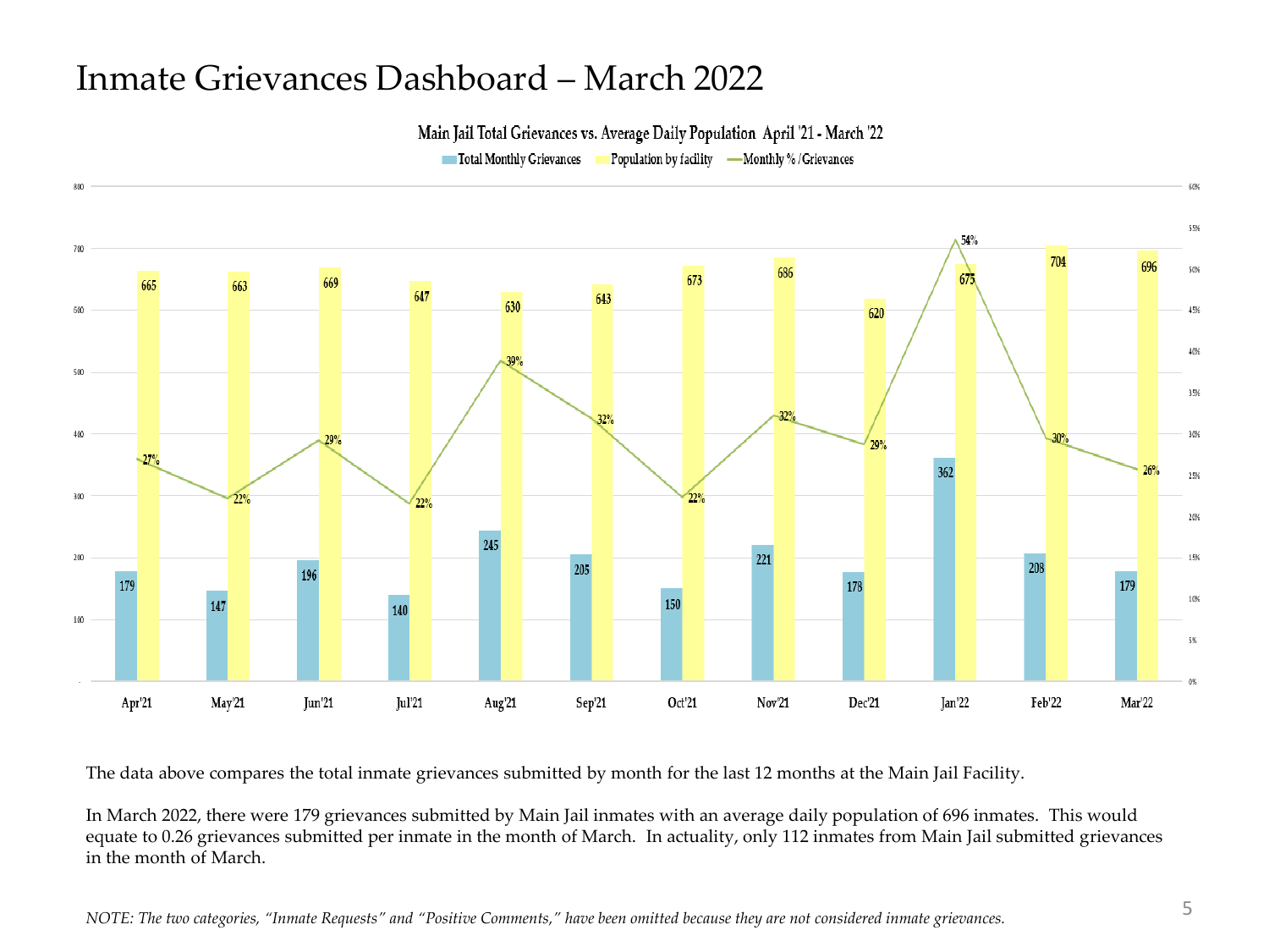# Inmate Grievances Dashboard – March 2022

**Main Jail Total Grievances vs. Average Daily Population April '21 - March '22**

| Month | Total Monthly Grievances | Population by facility | Monthly % /Grievances |
|---|---|---|---|
| Apr'21 | 179 | 665 | 27% |
| May'21 | 147 | 663 | 22% |
| Jun'21 | 196 | 669 | 29% |
| Jul'21 | 140 | 647 | 22% |
| Aug'21 | 245 | 630 | 39% |
| Sep'21 | 205 | 643 | 32% |
| Oct'21 | 150 | 673 | 22% |
| Nov'21 | 221 | 686 | 32% |
| Dec'21 | 178 | 620 | 29% |
| Jan'22 | 362 | 675 | 54% |
| Feb'22 | 208 | 704 | 30% |
| Mar'22 | 179 | 696 | 26% |

The data above compares the total inmate grievances submitted by month for the last 12 months at the Main Jail Facility.

In March 2022, there were 179 grievances submitted by Main Jail inmates with an average daily population of 696 inmates. This would equate to 0.26 grievances submitted per inmate in the month of March. In actuality, only 112 inmates from Main Jail submitted grievances in the month of March.

*NOTE: The two categories, "Inmate Requests" and "Positive Comments," have been omitted because they are not considered inmate grievances.*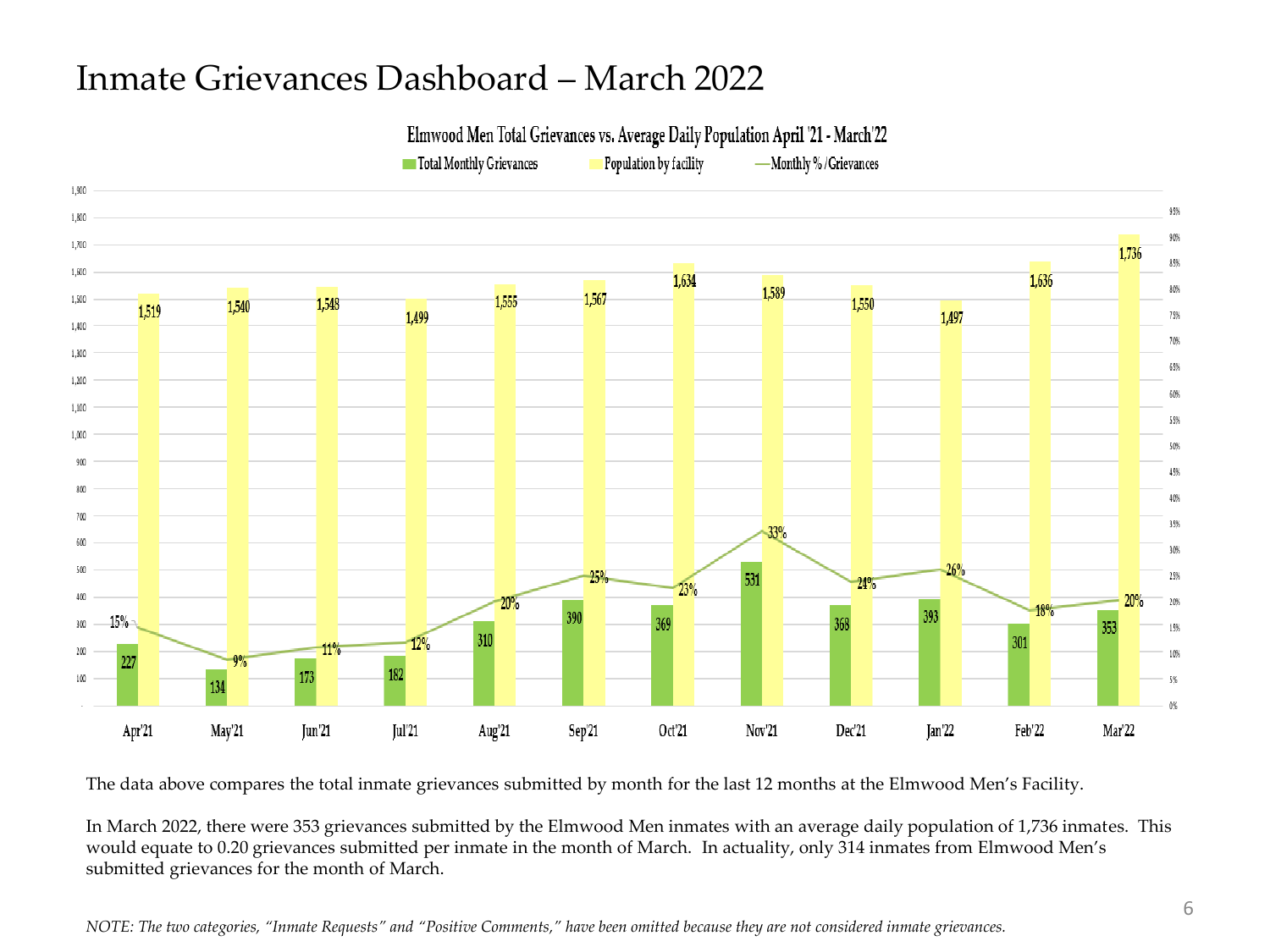# Inmate Grievances Dashboard – March 2022

**Elmwood Men Total Grievances vs. Average Daily Population April '21 - March'22**

| Month | Total Monthly Grievances | Population by facility | Monthly % / Grievances |
|---|---|---|---|
| Apr'21 | 227 | 1,519 | 15% |
| May'21 | 134 | 1,540 | 9% |
| Jun'21 | 173 | 1,548 | 11% |
| Jul'21 | 182 | 1,499 | 12% |
| Aug'21 | 310 | 1,555 | 20% |
| Sep'21 | 390 | 1,567 | 25% |
| Oct'21 | 369 | 1,634 | 23% |
| Nov'21 | 531 | 1,589 | 33% |
| Dec'21 | 368 | 1,550 | 24% |
| Jan'22 | 393 | 1,497 | 26% |
| Feb'22 | 301 | 1,636 | 18% |
| Mar'22 | 353 | 1,736 | 20% |

The data above compares the total inmate grievances submitted by month for the last 12 months at the Elmwood Men's Facility.

In March 2022, there were 353 grievances submitted by the Elmwood Men inmates with an average daily population of 1,736 inmates. This would equate to 0.20 grievances submitted per inmate in the month of March. In actuality, only 314 inmates from Elmwood Men's submitted grievances for the month of March.

*NOTE: The two categories, "Inmate Requests" and "Positive Comments," have been omitted because they are not considered inmate grievances.*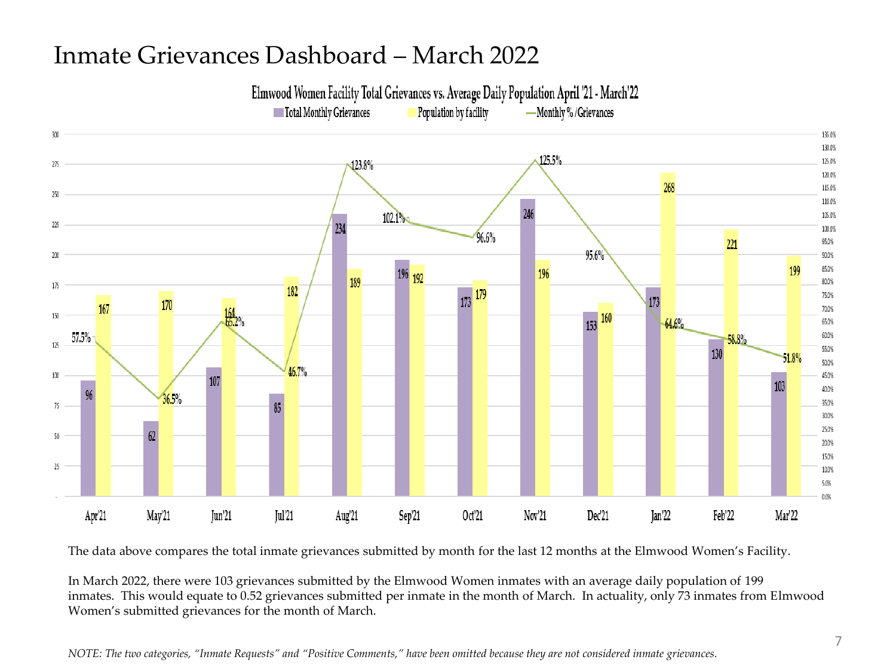# Inmate Grievances Dashboard – March 2022

**Elmwood Women Facility Total Grievances vs. Average Daily Population April '21 - March'22**

| Month | Total Monthly Grievances | Population by facility | Monthly % /Grievances |
|---|---|---|---|
| Apr'21 | 96 | 167 | 57.5% |
| May'21 | 62 | 170 | 36.5% |
| Jun'21 | 107 | 164 | 65.2% |
| Jul'21 | 85 | 182 | 46.7% |
| Aug'21 | 234 | 189 | 123.8% |
| Sep'21 | 196 | 192 | 102.1% |
| Oct'21 | 173 | 179 | 96.6% |
| Nov'21 | 246 | 196 | 125.5% |
| Dec'21 | 153 | 160 | 95.6% |
| Jan'22 | 173 | 268 | 64.6% |
| Feb'22 | 130 | 221 | 58.8% |
| Mar'22 | 103 | 199 | 51.8% |

The data above compares the total inmate grievances submitted by month for the last 12 months at the Elmwood Women's Facility.

In March 2022, there were 103 grievances submitted by the Elmwood Women inmates with an average daily population of 199 inmates. This would equate to 0.52 grievances submitted per inmate in the month of March. In actuality, only 73 inmates from Elmwood Women's submitted grievances for the month of March.

*NOTE: The two categories, "Inmate Requests" and "Positive Comments," have been omitted because they are not considered inmate grievances.*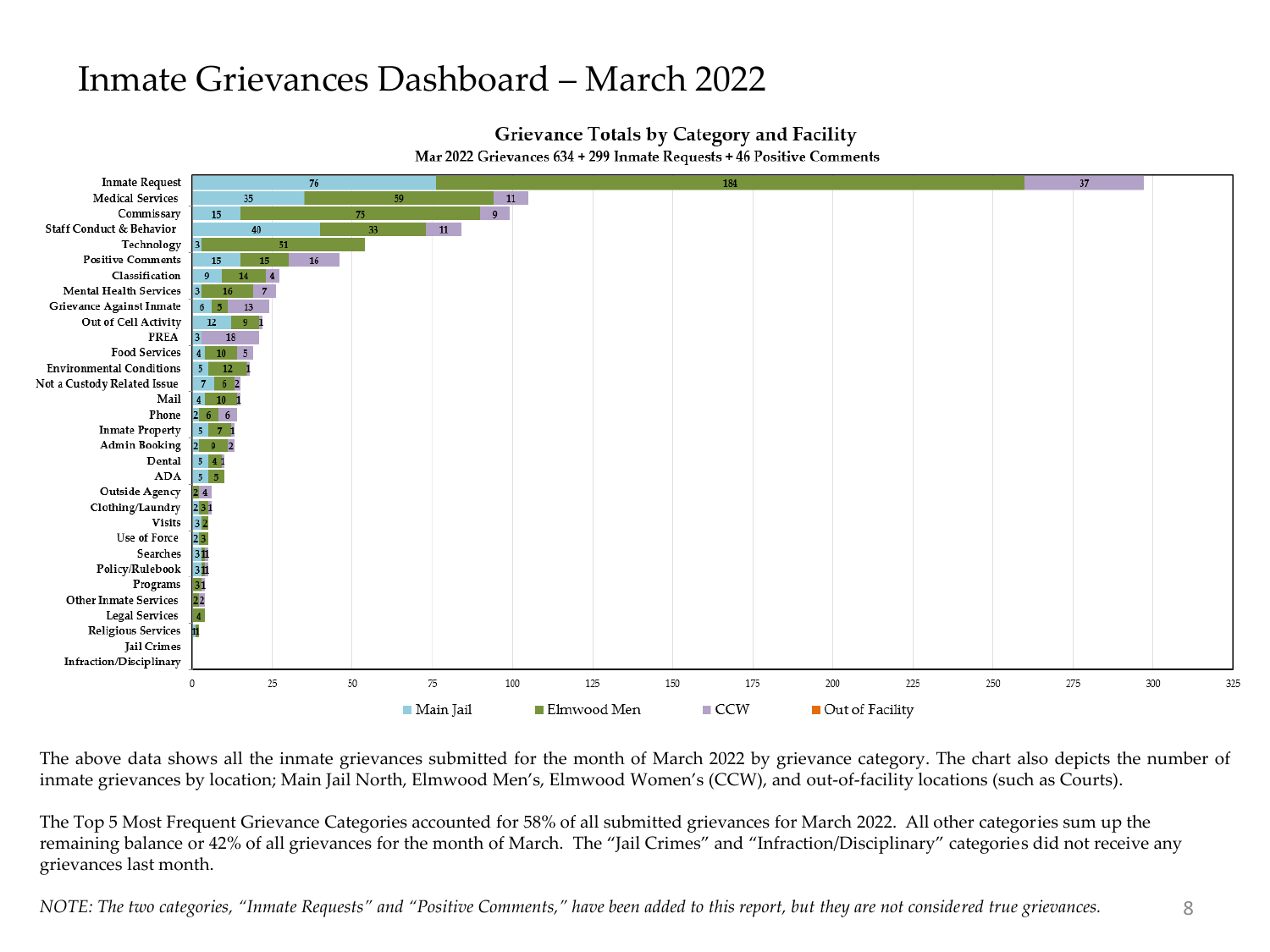# Inmate Grievances Dashboard – March 2022

**Grievance Totals by Category and Facility**

Mar 2022 Grievances 634 + 299 Inmate Requests + 46 Positive Comments

| Category | Main Jail | Elmwood Men | CCW | Out of Facility |
|---|---|---|---|---|
| Inmate Request | 76 | 184 | 37 | |
| Medical Services | 35 | 59 | 11 | |
| Commissary | 15 | 75 | 9 | |
| Staff Conduct & Behavior | 40 | 33 | 11 | |
| Technology | 3 | 51 | | |
| Positive Comments | 15 | 15 | 16 | |
| Classification | 9 | 14 | 4 | |
| Mental Health Services | 3 | 16 | 7 | |
| Grievance Against Inmate | 6 | 5 | 13 | |
| Out of Cell Activity | 12 | 9 | 1 | |
| PREA | 3 | | 18 | |
| Food Services | 4 | 10 | 5 | |
| Environmental Conditions | 5 | 12 | 1 | |
| Not a Custody Related Issue | 7 | 6 | 2 | |
| Mail | 4 | 10 | 1 | |
| Phone | 2 | 6 | 6 | |
| Inmate Property | 5 | 7 | 1 | |
| Admin Booking | 2 | 9 | 2 | |
| Dental | 5 | 4 | 1 | |
| ADA | 5 | 5 | | |
| Outside Agency | | 2 | 4 | |
| Clothing/Laundry | 2 | 3 | 1 | |
| Visits | 3 | 2 | | |
| Use of Force | 2 | 3 | | |
| Searches | 3 | 1 | 1 | |
| Policy/Rulebook | 3 | 1 | 1 | |
| Programs | | 3 | 1 | |
| Other Inmate Services | | 2 | 2 | |
| Legal Services | | 4 | | |
| Religious Services | 1 | 1 | | |
| Jail Crimes | | | | |
| Infraction/Disciplinary | | | | |

The above data shows all the inmate grievances submitted for the month of March 2022 by grievance category. The chart also depicts the number of inmate grievances by location; Main Jail North, Elmwood Men's, Elmwood Women's (CCW), and out-of-facility locations (such as Courts).

The Top 5 Most Frequent Grievance Categories accounted for 58% of all submitted grievances for March 2022. All other categories sum up the remaining balance or 42% of all grievances for the month of March. The "Jail Crimes" and "Infraction/Disciplinary" categories did not receive any grievances last month.

*NOTE: The two categories, "Inmate Requests" and "Positive Comments," have been added to this report, but they are not considered true grievances.*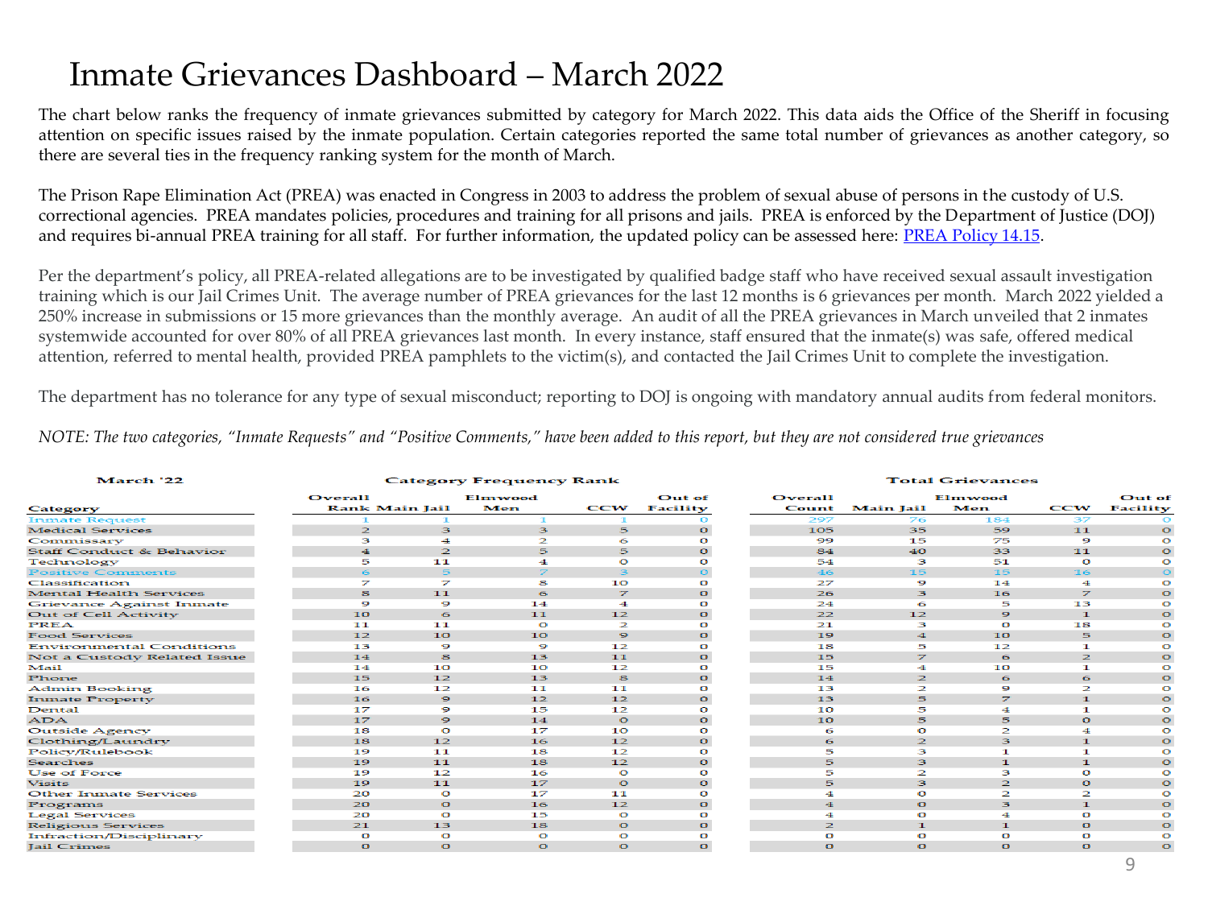# Inmate Grievances Dashboard – March 2022

The chart below ranks the frequency of inmate grievances submitted by category for March 2022. This data aids the Office of the Sheriff in focusing attention on specific issues raised by the inmate population. Certain categories reported the same total number of grievances as another category, so there are several ties in the frequency ranking system for the month of March.

The Prison Rape Elimination Act (PREA) was enacted in Congress in 2003 to address the problem of sexual abuse of persons in the custody of U.S. correctional agencies. PREA mandates policies, procedures and training for all prisons and jails. PREA is enforced by the Department of Justice (DOJ) and requires bi-annual PREA training for all staff. For further information, the updated policy can be assessed here: PREA Policy 14.15.

Per the department's policy, all PREA-related allegations are to be investigated by qualified badge staff who have received sexual assault investigation training which is our Jail Crimes Unit. The average number of PREA grievances for the last 12 months is 6 grievances per month. March 2022 yielded a 250% increase in submissions or 15 more grievances than the monthly average. An audit of all the PREA grievances in March unveiled that 2 inmates systemwide accounted for over 80% of all PREA grievances last month. In every instance, staff ensured that the inmate(s) was safe, offered medical attention, referred to mental health, provided PREA pamphlets to the victim(s), and contacted the Jail Crimes Unit to complete the investigation.

The department has no tolerance for any type of sexual misconduct; reporting to DOJ is ongoing with mandatory annual audits from federal monitors.

*NOTE: The two categories, "Inmate Requests" and "Positive Comments," have been added to this report, but they are not considered true grievances*

| March '22 | Category Frequency Rank | | | | | Total Grievances | | | | |
|---|---|---|---|---|---|---|---|---|---|---|
| Category | Overall Rank | Main Jail | Elmwood Men | CCW | Out of Facility | Overall Count | Main Jail | Elmwood Men | CCW | Out of Facility |
| Inmate Request | 1 | 1 | 1 | 1 | 0 | 297 | 76 | 184 | 37 | 0 |
| Medical Services | 2 | 3 | 3 | 5 | 0 | 105 | 35 | 59 | 11 | 0 |
| Commissary | 3 | 4 | 2 | 6 | 0 | 99 | 15 | 75 | 9 | 0 |
| Staff Conduct & Behavior | 4 | 2 | 5 | 5 | 0 | 84 | 40 | 33 | 11 | 0 |
| Technology | 5 | 11 | 4 | 0 | 0 | 54 | 3 | 51 | 0 | 0 |
| Positive Comments | 6 | 5 | 7 | 3 | 0 | 46 | 15 | 15 | 16 | 0 |
| Classification | 7 | 7 | 8 | 10 | 0 | 27 | 9 | 14 | 4 | 0 |
| Mental Health Services | 8 | 11 | 6 | 7 | 0 | 26 | 3 | 16 | 7 | 0 |
| Grievance Against Inmate | 9 | 9 | 14 | 4 | 0 | 24 | 6 | 5 | 13 | 0 |
| Out of Cell Activity | 10 | 6 | 11 | 12 | 0 | 22 | 12 | 9 | 1 | 0 |
| PREA | 11 | 11 | 0 | 2 | 0 | 21 | 3 | 0 | 18 | 0 |
| Food Services | 12 | 10 | 10 | 9 | 0 | 19 | 4 | 10 | 5 | 0 |
| Environmental Conditions | 13 | 9 | 9 | 12 | 0 | 18 | 5 | 12 | 1 | 0 |
| Not a Custody Related Issue | 14 | 8 | 13 | 11 | 0 | 15 | 7 | 6 | 2 | 0 |
| Mail | 14 | 10 | 10 | 12 | 0 | 15 | 4 | 10 | 1 | 0 |
| Phone | 15 | 12 | 13 | 8 | 0 | 14 | 2 | 6 | 6 | 0 |
| Admin Booking | 16 | 12 | 11 | 11 | 0 | 13 | 2 | 9 | 2 | 0 |
| Inmate Property | 16 | 9 | 12 | 12 | 0 | 13 | 5 | 7 | 1 | 0 |
| Dental | 17 | 9 | 15 | 12 | 0 | 10 | 5 | 4 | 1 | 0 |
| ADA | 17 | 9 | 14 | 0 | 0 | 10 | 5 | 5 | 0 | 0 |
| Outside Agency | 18 | 0 | 17 | 10 | 0 | 6 | 0 | 2 | 4 | 0 |
| Clothing/Laundry | 18 | 12 | 16 | 12 | 0 | 6 | 2 | 3 | 1 | 0 |
| Policy/Rulebook | 19 | 11 | 18 | 12 | 0 | 5 | 3 | 1 | 1 | 0 |
| Searches | 19 | 11 | 18 | 12 | 0 | 5 | 3 | 1 | 1 | 0 |
| Use of Force | 19 | 12 | 16 | 0 | 0 | 5 | 2 | 3 | 0 | 0 |
| Visits | 19 | 11 | 17 | 0 | 0 | 5 | 3 | 2 | 0 | 0 |
| Other Inmate Services | 20 | 0 | 17 | 11 | 0 | 4 | 0 | 2 | 2 | 0 |
| Programs | 20 | 0 | 16 | 12 | 0 | 4 | 0 | 3 | 1 | 0 |
| Legal Services | 20 | 0 | 15 | 0 | 0 | 4 | 0 | 4 | 0 | 0 |
| Religious Services | 21 | 13 | 18 | 0 | 0 | 2 | 1 | 1 | 0 | 0 |
| Infraction/Disciplinary | 0 | 0 | 0 | 0 | 0 | 0 | 0 | 0 | 0 | 0 |
| Jail Crimes | 0 | 0 | 0 | 0 | 0 | 0 | 0 | 0 | 0 | 0 |